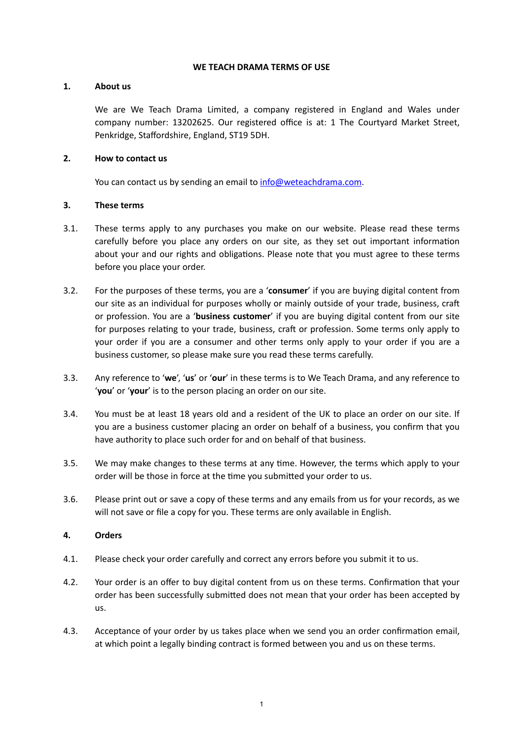# WE TEACH DRAMA TERMS OF USE

## 1. About us

We are We Teach Drama Limited, a company registered in England and Wales under company number: 13202625. Our registered office is at: 1 The Courtyard Market Street, Penkridge, Staffordshire, England, ST19 5DH.

## 2. How to contact us

You can contact us by sending an email to info@weteachdrama.com.

## 3. These terms

3.1. These terms apply to any purchases you make on our website. Please read these terms carefully before you place any orders on our site, as they set out important information about your and our rights and obligations. Please note that you must agree to these terms before you place your order.

3.2. For the purposes of these terms, you are a '**consumer**' if you are buying digital content from our site as an individual for purposes wholly or mainly outside of your trade, business, craft or profession. You are a '**business customer**' if you are buying digital content from our site for purposes relating to your trade, business, craft or profession. Some terms only apply to your order if you are a consumer and other terms only apply to your order if you are a business customer, so please make sure you read these terms carefully.

3.3. Any reference to '**we**', '**us**' or '**our**' in these terms is to We Teach Drama, and any reference to '**you**' or '**your**' is to the person placing an order on our site.

3.4. You must be at least 18 years old and a resident of the UK to place an order on our site. If you are a business customer placing an order on behalf of a business, you confirm that you have authority to place such order for and on behalf of that business.

3.5. We may make changes to these terms at any time. However, the terms which apply to your order will be those in force at the time you submitted your order to us.

3.6. Please print out or save a copy of these terms and any emails from us for your records, as we will not save or file a copy for you. These terms are only available in English.

## 4. Orders

4.1. Please check your order carefully and correct any errors before you submit it to us.

4.2. Your order is an offer to buy digital content from us on these terms. Confirmation that your order has been successfully submitted does not mean that your order has been accepted by us.

4.3. Acceptance of your order by us takes place when we send you an order confirmation email, at which point a legally binding contract is formed between you and us on these terms.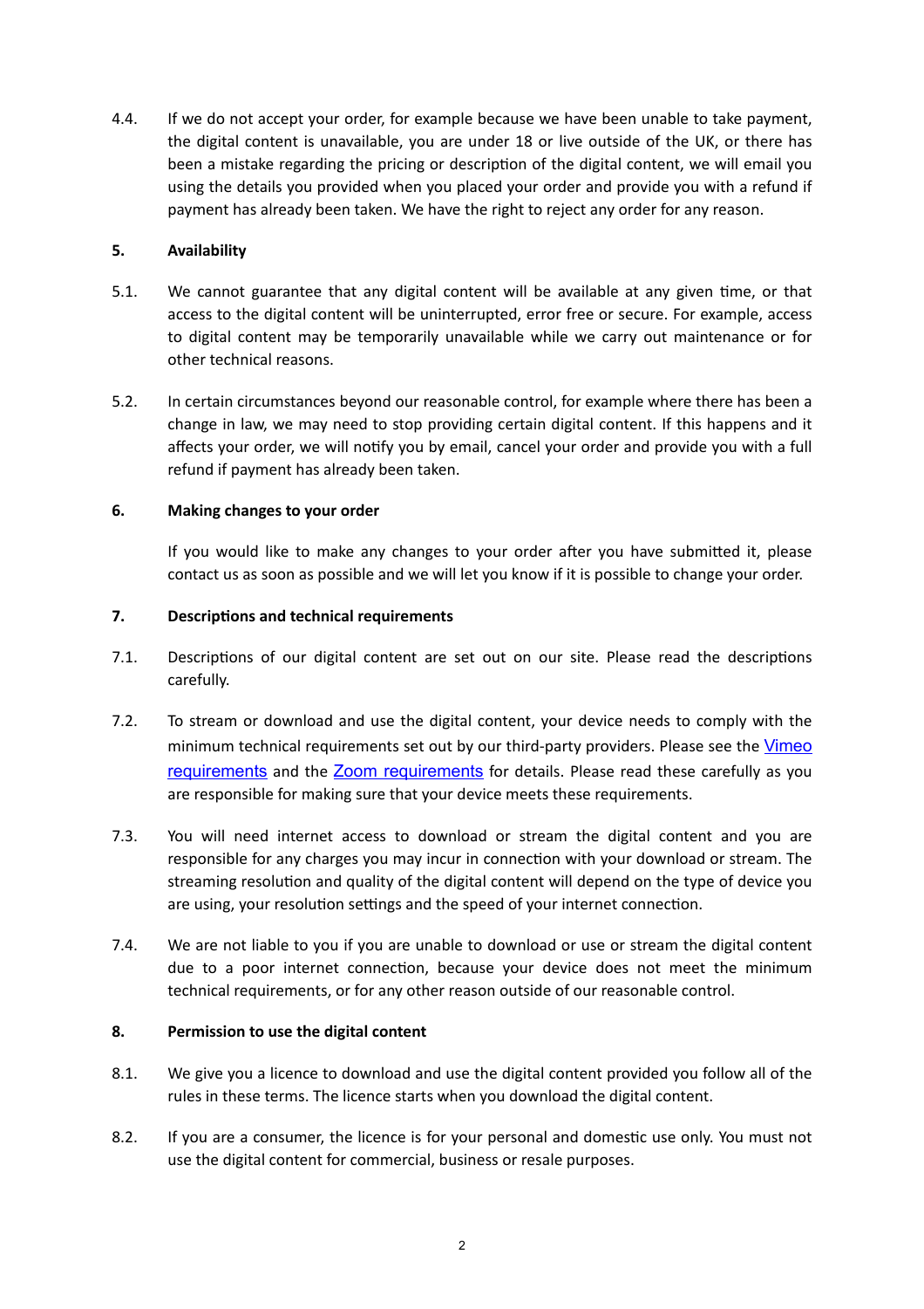4.4. If we do not accept your order, for example because we have been unable to take payment, the digital content is unavailable, you are under 18 or live outside of the UK, or there has been a mistake regarding the pricing or description of the digital content, we will email you using the details you provided when you placed your order and provide you with a refund if payment has already been taken. We have the right to reject any order for any reason.

## 5. Availability

5.1. We cannot guarantee that any digital content will be available at any given time, or that access to the digital content will be uninterrupted, error free or secure. For example, access to digital content may be temporarily unavailable while we carry out maintenance or for other technical reasons.

5.2. In certain circumstances beyond our reasonable control, for example where there has been a change in law, we may need to stop providing certain digital content. If this happens and it affects your order, we will notify you by email, cancel your order and provide you with a full refund if payment has already been taken.

## 6. Making changes to your order

If you would like to make any changes to your order after you have submitted it, please contact us as soon as possible and we will let you know if it is possible to change your order.

## 7. Descriptions and technical requirements

7.1. Descriptions of our digital content are set out on our site. Please read the descriptions carefully.

7.2. To stream or download and use the digital content, your device needs to comply with the minimum technical requirements set out by our third-party providers. Please see the Vimeo requirements and the Zoom requirements for details. Please read these carefully as you are responsible for making sure that your device meets these requirements.

7.3. You will need internet access to download or stream the digital content and you are responsible for any charges you may incur in connection with your download or stream. The streaming resolution and quality of the digital content will depend on the type of device you are using, your resolution settings and the speed of your internet connection.

7.4. We are not liable to you if you are unable to download or use or stream the digital content due to a poor internet connection, because your device does not meet the minimum technical requirements, or for any other reason outside of our reasonable control.

## 8. Permission to use the digital content

8.1. We give you a licence to download and use the digital content provided you follow all of the rules in these terms. The licence starts when you download the digital content.

8.2. If you are a consumer, the licence is for your personal and domestic use only. You must not use the digital content for commercial, business or resale purposes.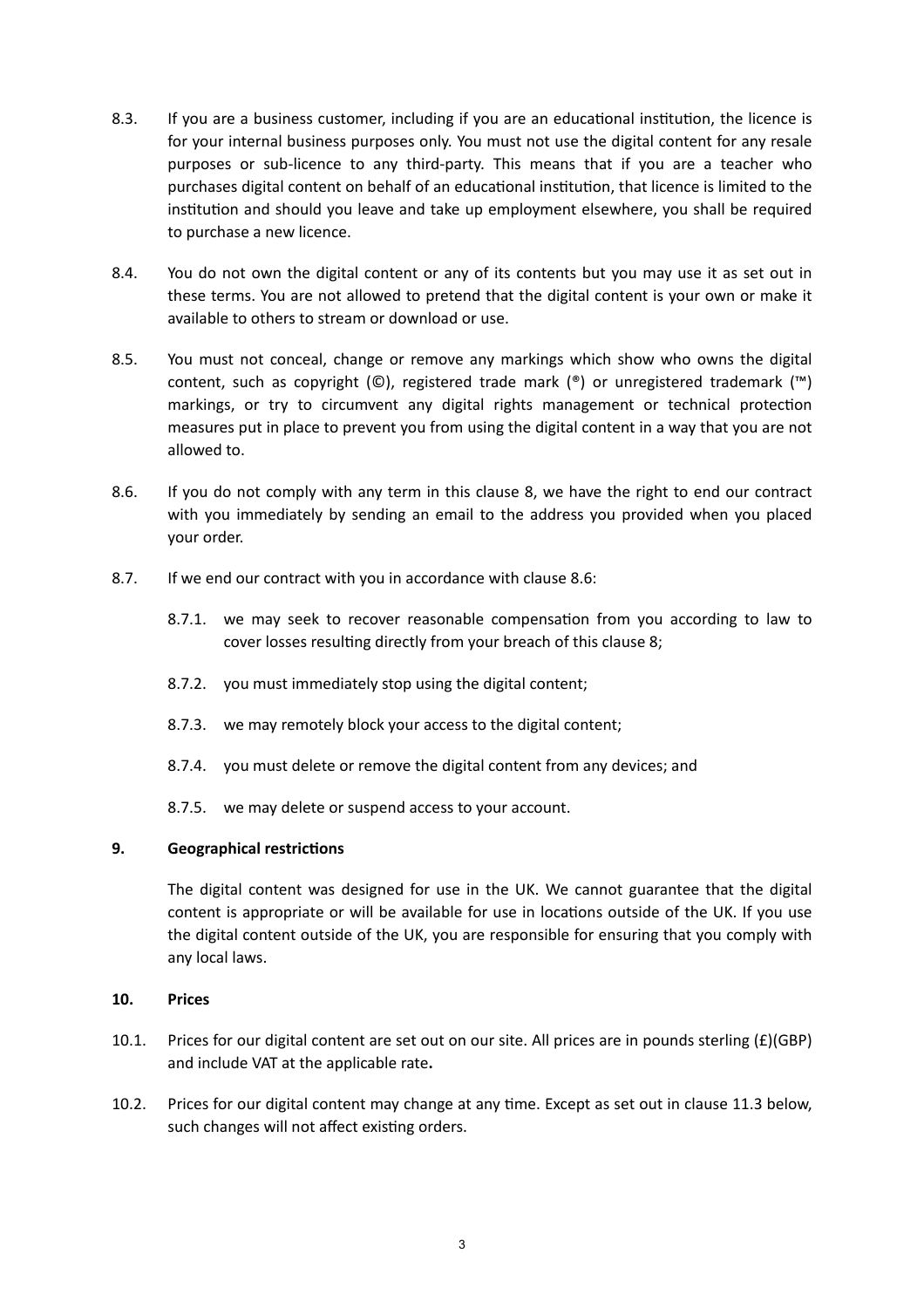8.3. If you are a business customer, including if you are an educational institution, the licence is for your internal business purposes only. You must not use the digital content for any resale purposes or sub-licence to any third-party. This means that if you are a teacher who purchases digital content on behalf of an educational institution, that licence is limited to the institution and should you leave and take up employment elsewhere, you shall be required to purchase a new licence.

8.4. You do not own the digital content or any of its contents but you may use it as set out in these terms. You are not allowed to pretend that the digital content is your own or make it available to others to stream or download or use.

8.5. You must not conceal, change or remove any markings which show who owns the digital content, such as copyright (©), registered trade mark (®) or unregistered trademark (™) markings, or try to circumvent any digital rights management or technical protection measures put in place to prevent you from using the digital content in a way that you are not allowed to.

8.6. If you do not comply with any term in this clause 8, we have the right to end our contract with you immediately by sending an email to the address you provided when you placed your order.

8.7. If we end our contract with you in accordance with clause 8.6:

8.7.1. we may seek to recover reasonable compensation from you according to law to cover losses resulting directly from your breach of this clause 8;

8.7.2. you must immediately stop using the digital content;

8.7.3. we may remotely block your access to the digital content;

8.7.4. you must delete or remove the digital content from any devices; and

8.7.5. we may delete or suspend access to your account.

## 9. Geographical restrictions

The digital content was designed for use in the UK. We cannot guarantee that the digital content is appropriate or will be available for use in locations outside of the UK. If you use the digital content outside of the UK, you are responsible for ensuring that you comply with any local laws.

## 10. Prices

10.1. Prices for our digital content are set out on our site. All prices are in pounds sterling (£)(GBP) and include VAT at the applicable rate**.**

10.2. Prices for our digital content may change at any time. Except as set out in clause 11.3 below, such changes will not affect existing orders.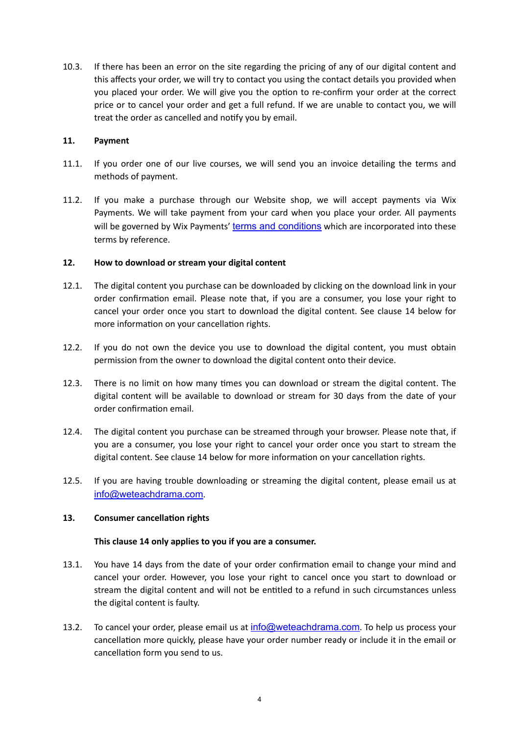10.3. If there has been an error on the site regarding the pricing of any of our digital content and this affects your order, we will try to contact you using the contact details you provided when you placed your order. We will give you the option to re-confirm your order at the correct price or to cancel your order and get a full refund. If we are unable to contact you, we will treat the order as cancelled and notify you by email.

**11. Payment**

11.1. If you order one of our live courses, we will send you an invoice detailing the terms and methods of payment.

11.2. If you make a purchase through our Website shop, we will accept payments via Wix Payments. We will take payment from your card when you place your order. All payments will be governed by Wix Payments' terms and conditions which are incorporated into these terms by reference.

**12. How to download or stream your digital content**

12.1. The digital content you purchase can be downloaded by clicking on the download link in your order confirmation email. Please note that, if you are a consumer, you lose your right to cancel your order once you start to download the digital content. See clause 14 below for more information on your cancellation rights.

12.2. If you do not own the device you use to download the digital content, you must obtain permission from the owner to download the digital content onto their device.

12.3. There is no limit on how many times you can download or stream the digital content. The digital content will be available to download or stream for 30 days from the date of your order confirmation email.

12.4. The digital content you purchase can be streamed through your browser. Please note that, if you are a consumer, you lose your right to cancel your order once you start to stream the digital content. See clause 14 below for more information on your cancellation rights.

12.5. If you are having trouble downloading or streaming the digital content, please email us at info@weteachdrama.com.

**13. Consumer cancellation rights**

**This clause 14 only applies to you if you are a consumer.**

13.1. You have 14 days from the date of your order confirmation email to change your mind and cancel your order. However, you lose your right to cancel once you start to download or stream the digital content and will not be entitled to a refund in such circumstances unless the digital content is faulty.

13.2. To cancel your order, please email us at info@weteachdrama.com. To help us process your cancellation more quickly, please have your order number ready or include it in the email or cancellation form you send to us.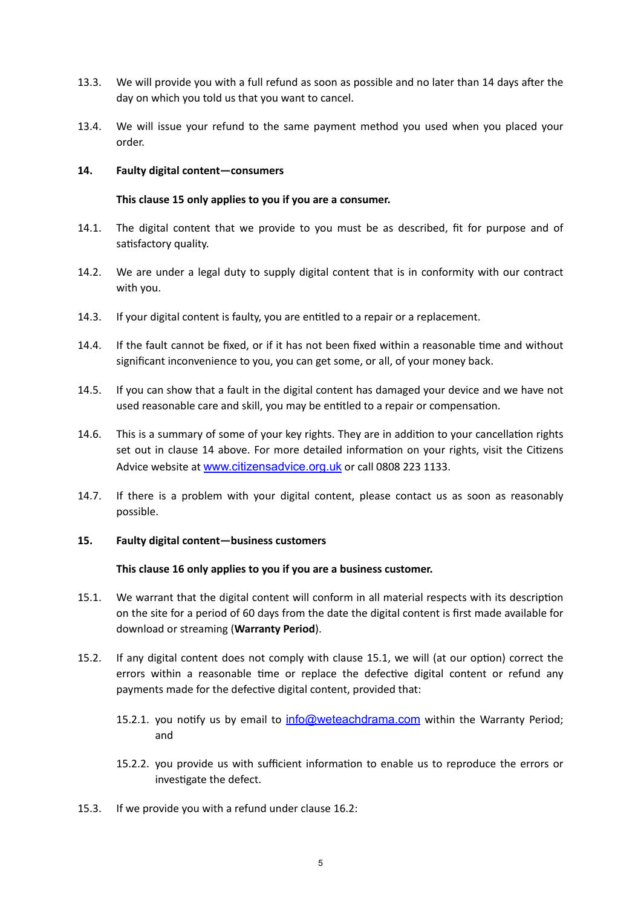13.3. We will provide you with a full refund as soon as possible and no later than 14 days after the day on which you told us that you want to cancel.

13.4. We will issue your refund to the same payment method you used when you placed your order.

**14. Faulty digital content—consumers**

**This clause 15 only applies to you if you are a consumer.**

14.1. The digital content that we provide to you must be as described, fit for purpose and of satisfactory quality.

14.2. We are under a legal duty to supply digital content that is in conformity with our contract with you.

14.3. If your digital content is faulty, you are entitled to a repair or a replacement.

14.4. If the fault cannot be fixed, or if it has not been fixed within a reasonable time and without significant inconvenience to you, you can get some, or all, of your money back.

14.5. If you can show that a fault in the digital content has damaged your device and we have not used reasonable care and skill, you may be entitled to a repair or compensation.

14.6. This is a summary of some of your key rights. They are in addition to your cancellation rights set out in clause 14 above. For more detailed information on your rights, visit the Citizens Advice website at [www.citizensadvice.org.uk](http://www.citizensadvice.org.uk) or call 0808 223 1133.

14.7. If there is a problem with your digital content, please contact us as soon as reasonably possible.

**15. Faulty digital content—business customers**

**This clause 16 only applies to you if you are a business customer.**

15.1. We warrant that the digital content will conform in all material respects with its description on the site for a period of 60 days from the date the digital content is first made available for download or streaming (**Warranty Period**).

15.2. If any digital content does not comply with clause 15.1, we will (at our option) correct the errors within a reasonable time or replace the defective digital content or refund any payments made for the defective digital content, provided that:

15.2.1. you notify us by email to [info@weteachdrama.com](mailto:info@weteachdrama.com) within the Warranty Period; and

15.2.2. you provide us with sufficient information to enable us to reproduce the errors or investigate the defect.

15.3. If we provide you with a refund under clause 16.2: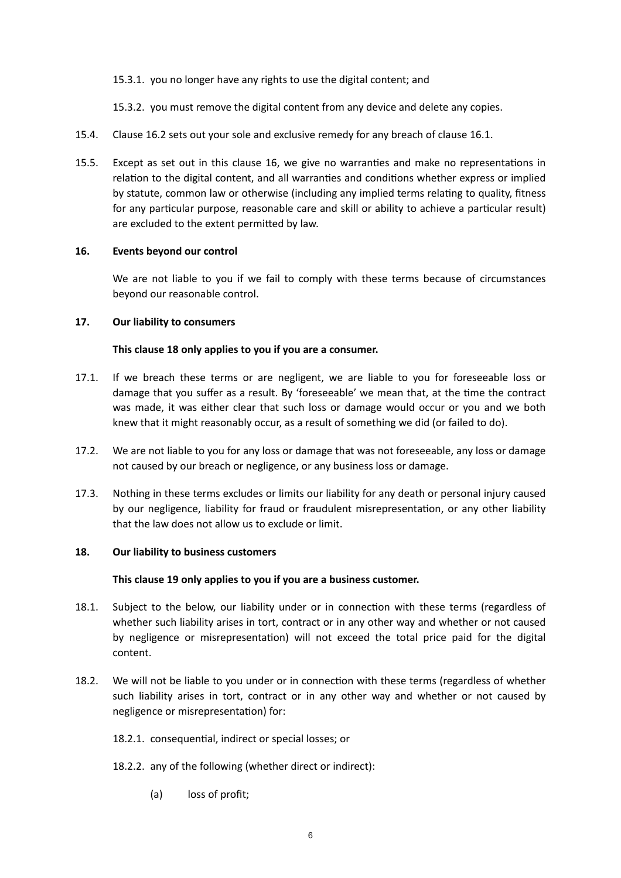15.3.1. you no longer have any rights to use the digital content; and

15.3.2. you must remove the digital content from any device and delete any copies.

15.4. Clause 16.2 sets out your sole and exclusive remedy for any breach of clause 16.1.

15.5. Except as set out in this clause 16, we give no warranties and make no representations in relation to the digital content, and all warranties and conditions whether express or implied by statute, common law or otherwise (including any implied terms relating to quality, fitness for any particular purpose, reasonable care and skill or ability to achieve a particular result) are excluded to the extent permitted by law.

**16. Events beyond our control**

We are not liable to you if we fail to comply with these terms because of circumstances beyond our reasonable control.

**17. Our liability to consumers**

**This clause 18 only applies to you if you are a consumer.**

17.1. If we breach these terms or are negligent, we are liable to you for foreseeable loss or damage that you suffer as a result. By 'foreseeable' we mean that, at the time the contract was made, it was either clear that such loss or damage would occur or you and we both knew that it might reasonably occur, as a result of something we did (or failed to do).

17.2. We are not liable to you for any loss or damage that was not foreseeable, any loss or damage not caused by our breach or negligence, or any business loss or damage.

17.3. Nothing in these terms excludes or limits our liability for any death or personal injury caused by our negligence, liability for fraud or fraudulent misrepresentation, or any other liability that the law does not allow us to exclude or limit.

**18. Our liability to business customers**

**This clause 19 only applies to you if you are a business customer.**

18.1. Subject to the below, our liability under or in connection with these terms (regardless of whether such liability arises in tort, contract or in any other way and whether or not caused by negligence or misrepresentation) will not exceed the total price paid for the digital content.

18.2. We will not be liable to you under or in connection with these terms (regardless of whether such liability arises in tort, contract or in any other way and whether or not caused by negligence or misrepresentation) for:

18.2.1. consequential, indirect or special losses; or

18.2.2. any of the following (whether direct or indirect):

(a) loss of profit;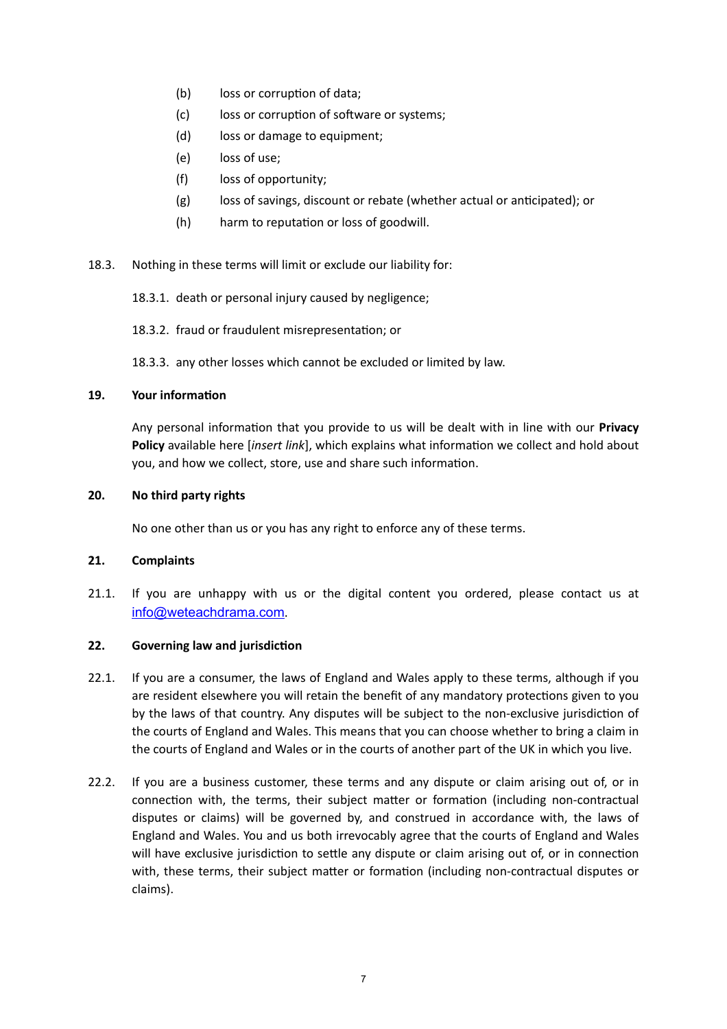(b) loss or corruption of data;

(c) loss or corruption of software or systems;

(d) loss or damage to equipment;

(e) loss of use;

(f) loss of opportunity;

(g) loss of savings, discount or rebate (whether actual or anticipated); or

(h) harm to reputation or loss of goodwill.

18.3. Nothing in these terms will limit or exclude our liability for:

18.3.1. death or personal injury caused by negligence;

18.3.2. fraud or fraudulent misrepresentation; or

18.3.3. any other losses which cannot be excluded or limited by law.

**19. Your information**

Any personal information that you provide to us will be dealt with in line with our **Privacy Policy** available here [*insert link*], which explains what information we collect and hold about you, and how we collect, store, use and share such information.

**20. No third party rights**

No one other than us or you has any right to enforce any of these terms.

**21. Complaints**

21.1. If you are unhappy with us or the digital content you ordered, please contact us at info@weteachdrama.com.

**22. Governing law and jurisdiction**

22.1. If you are a consumer, the laws of England and Wales apply to these terms, although if you are resident elsewhere you will retain the benefit of any mandatory protections given to you by the laws of that country. Any disputes will be subject to the non-exclusive jurisdiction of the courts of England and Wales. This means that you can choose whether to bring a claim in the courts of England and Wales or in the courts of another part of the UK in which you live.

22.2. If you are a business customer, these terms and any dispute or claim arising out of, or in connection with, the terms, their subject matter or formation (including non-contractual disputes or claims) will be governed by, and construed in accordance with, the laws of England and Wales. You and us both irrevocably agree that the courts of England and Wales will have exclusive jurisdiction to settle any dispute or claim arising out of, or in connection with, these terms, their subject matter or formation (including non-contractual disputes or claims).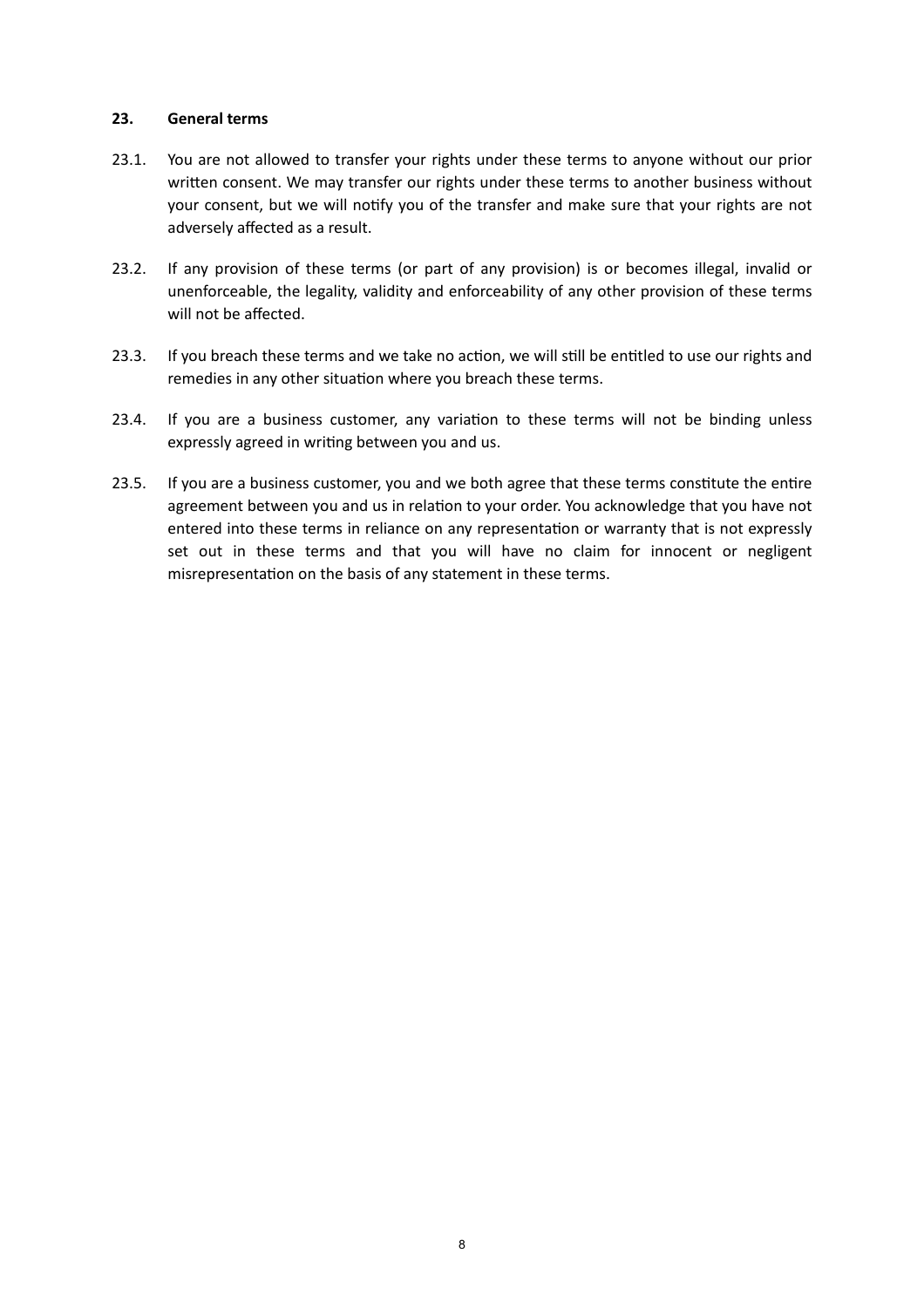## 23. General terms

23.1. You are not allowed to transfer your rights under these terms to anyone without our prior written consent. We may transfer our rights under these terms to another business without your consent, but we will notify you of the transfer and make sure that your rights are not adversely affected as a result.

23.2. If any provision of these terms (or part of any provision) is or becomes illegal, invalid or unenforceable, the legality, validity and enforceability of any other provision of these terms will not be affected.

23.3. If you breach these terms and we take no action, we will still be entitled to use our rights and remedies in any other situation where you breach these terms.

23.4. If you are a business customer, any variation to these terms will not be binding unless expressly agreed in writing between you and us.

23.5. If you are a business customer, you and we both agree that these terms constitute the entire agreement between you and us in relation to your order. You acknowledge that you have not entered into these terms in reliance on any representation or warranty that is not expressly set out in these terms and that you will have no claim for innocent or negligent misrepresentation on the basis of any statement in these terms.